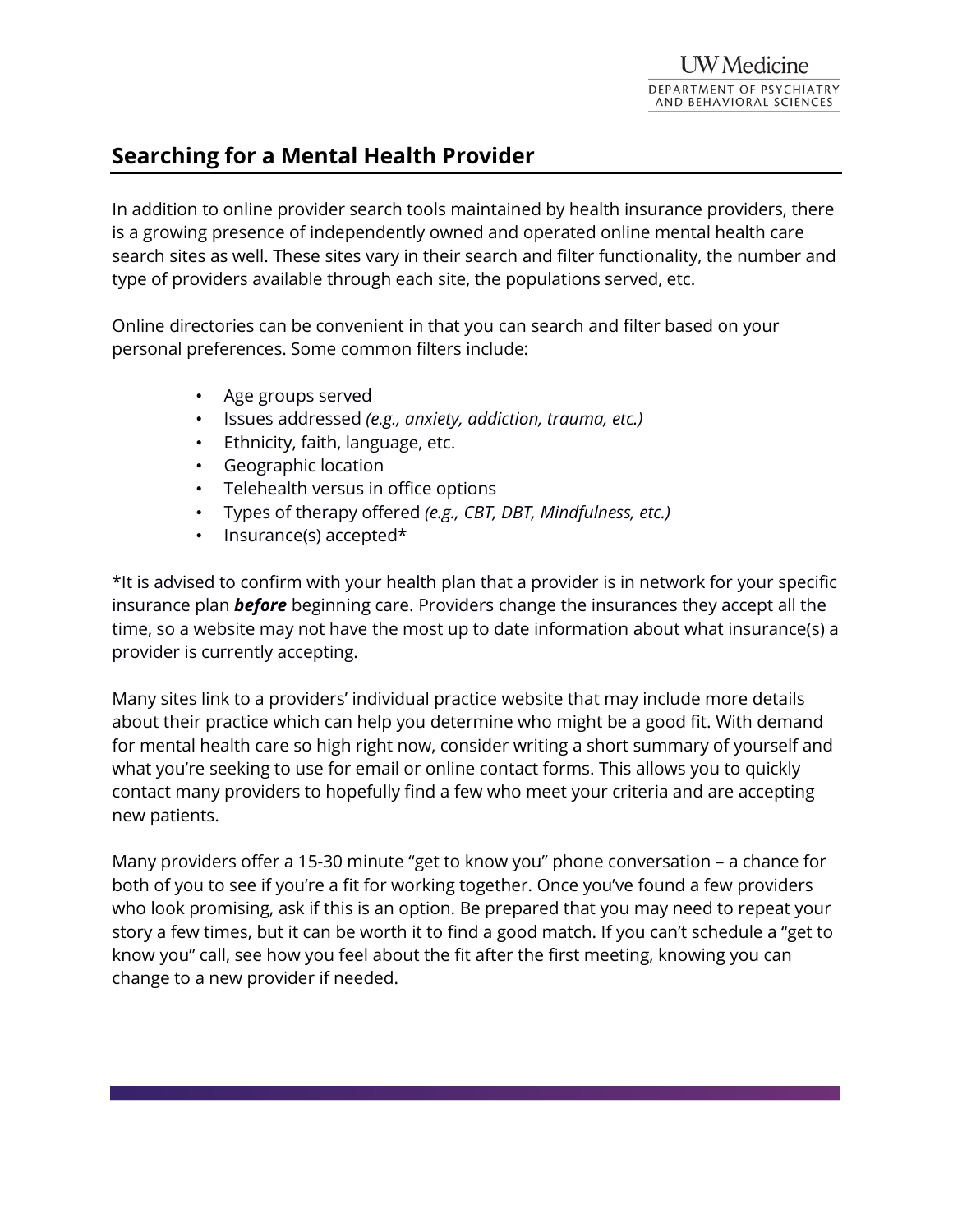UW Medicine
DEPARTMENT OF PSYCHIATRY AND BEHAVIORAL SCIENCES

## Searching for a Mental Health Provider

In addition to online provider search tools maintained by health insurance providers, there is a growing presence of independently owned and operated online mental health care search sites as well. These sites vary in their search and filter functionality, the number and type of providers available through each site, the populations served, etc.

Online directories can be convenient in that you can search and filter based on your personal preferences. Some common filters include:

- Age groups served
- Issues addressed *(e.g., anxiety, addiction, trauma, etc.)*
- Ethnicity, faith, language, etc.
- Geographic location
- Telehealth versus in office options
- Types of therapy offered *(e.g., CBT, DBT, Mindfulness, etc.)*
- Insurance(s) accepted*

*It is advised to confirm with your health plan that a provider is in network for your specific insurance plan ***before*** beginning care. Providers change the insurances they accept all the time, so a website may not have the most up to date information about what insurance(s) a provider is currently accepting.

Many sites link to a providers' individual practice website that may include more details about their practice which can help you determine who might be a good fit. With demand for mental health care so high right now, consider writing a short summary of yourself and what you're seeking to use for email or online contact forms. This allows you to quickly contact many providers to hopefully find a few who meet your criteria and are accepting new patients.

Many providers offer a 15-30 minute "get to know you" phone conversation – a chance for both of you to see if you're a fit for working together. Once you've found a few providers who look promising, ask if this is an option. Be prepared that you may need to repeat your story a few times, but it can be worth it to find a good match. If you can't schedule a "get to know you" call, see how you feel about the fit after the first meeting, knowing you can change to a new provider if needed.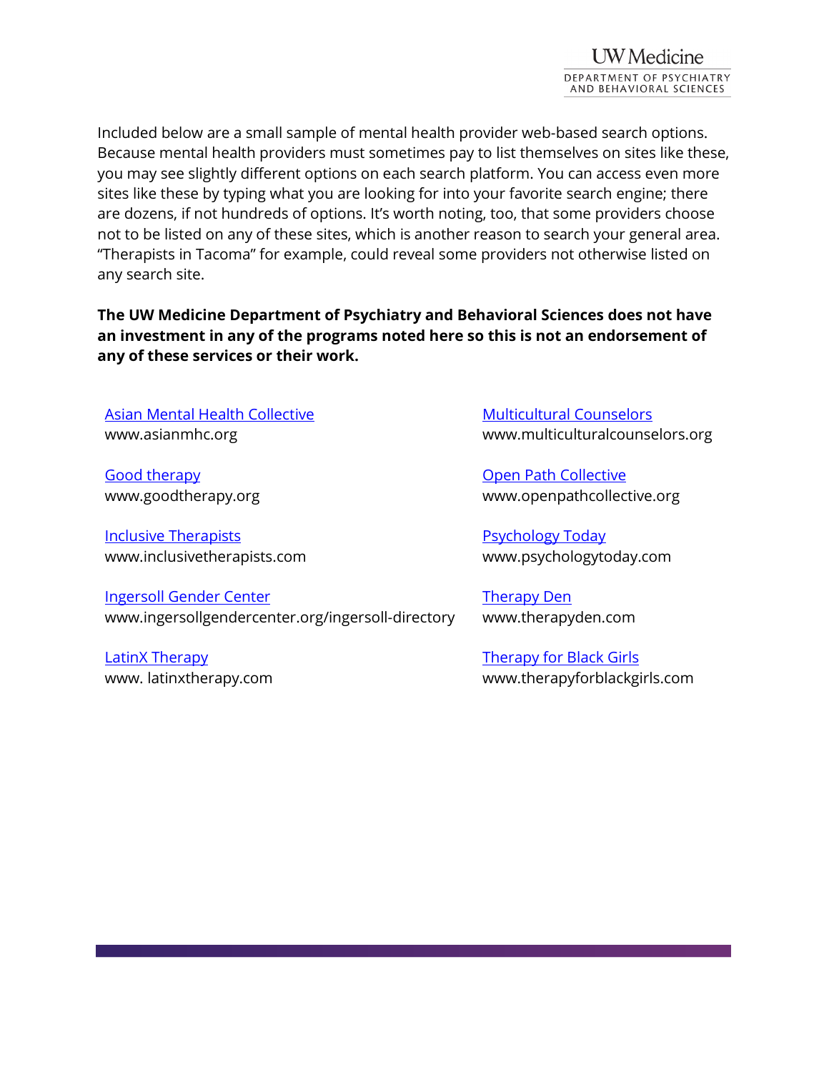Included below are a small sample of mental health provider web-based search options. Because mental health providers must sometimes pay to list themselves on sites like these, you may see slightly different options on each search platform. You can access even more sites like these by typing what you are looking for into your favorite search engine; there are dozens, if not hundreds of options. It's worth noting, too, that some providers choose not to be listed on any of these sites, which is another reason to search your general area. "Therapists in Tacoma" for example, could reveal some providers not otherwise listed on any search site.

**The UW Medicine Department of Psychiatry and Behavioral Sciences does not have an investment in any of the programs noted here so this is not an endorsement of any of these services or their work.**

Asian Mental Health Collective
www.asianmhc.org

Good therapy
www.goodtherapy.org

Inclusive Therapists
www.inclusivetherapists.com

Ingersoll Gender Center
www.ingersollgendercenter.org/ingersoll-directory

LatinX Therapy
www. latinxtherapy.com

Multicultural Counselors
www.multiculturalcounselors.org

Open Path Collective
www.openpathcollective.org

Psychology Today
www.psychologytoday.com

Therapy Den
www.therapyden.com

Therapy for Black Girls
www.therapyforblackgirls.com